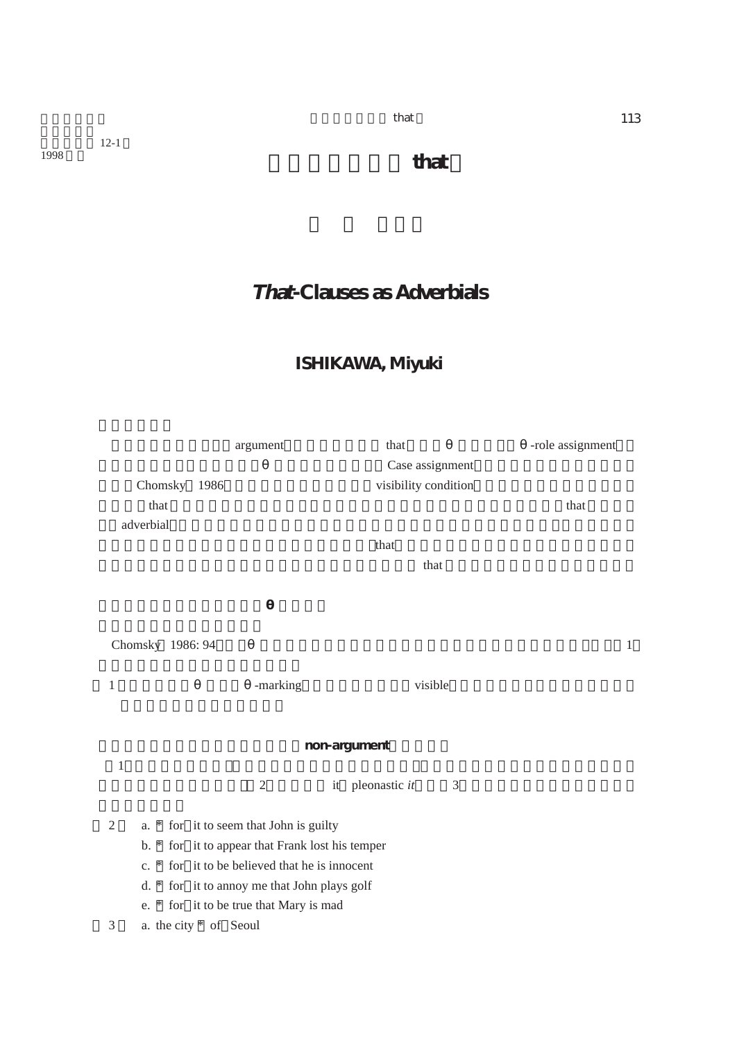1998

# that

## *That*-Clauses as Adverbials

### ISHIKAWA, Miyuki

argument that θ θ-role assignment

θ Case assignment

Chomsky 1986 visibility condition

that that

adverbial

that

that

**θ**

Chomsky 1986: 94 θ 1

1 θ θ-marking visible

**non-argument**

1

2 it pleonastic *it* 3

2 a. * for it to seem that John is guilty

b. * for it to appear that Frank lost his temper

c. * for it to be believed that he is innocent

d. * for it to annoy me that John plays golf

e. * for it to be true that Mary is mad

3 a. the city * of Seoul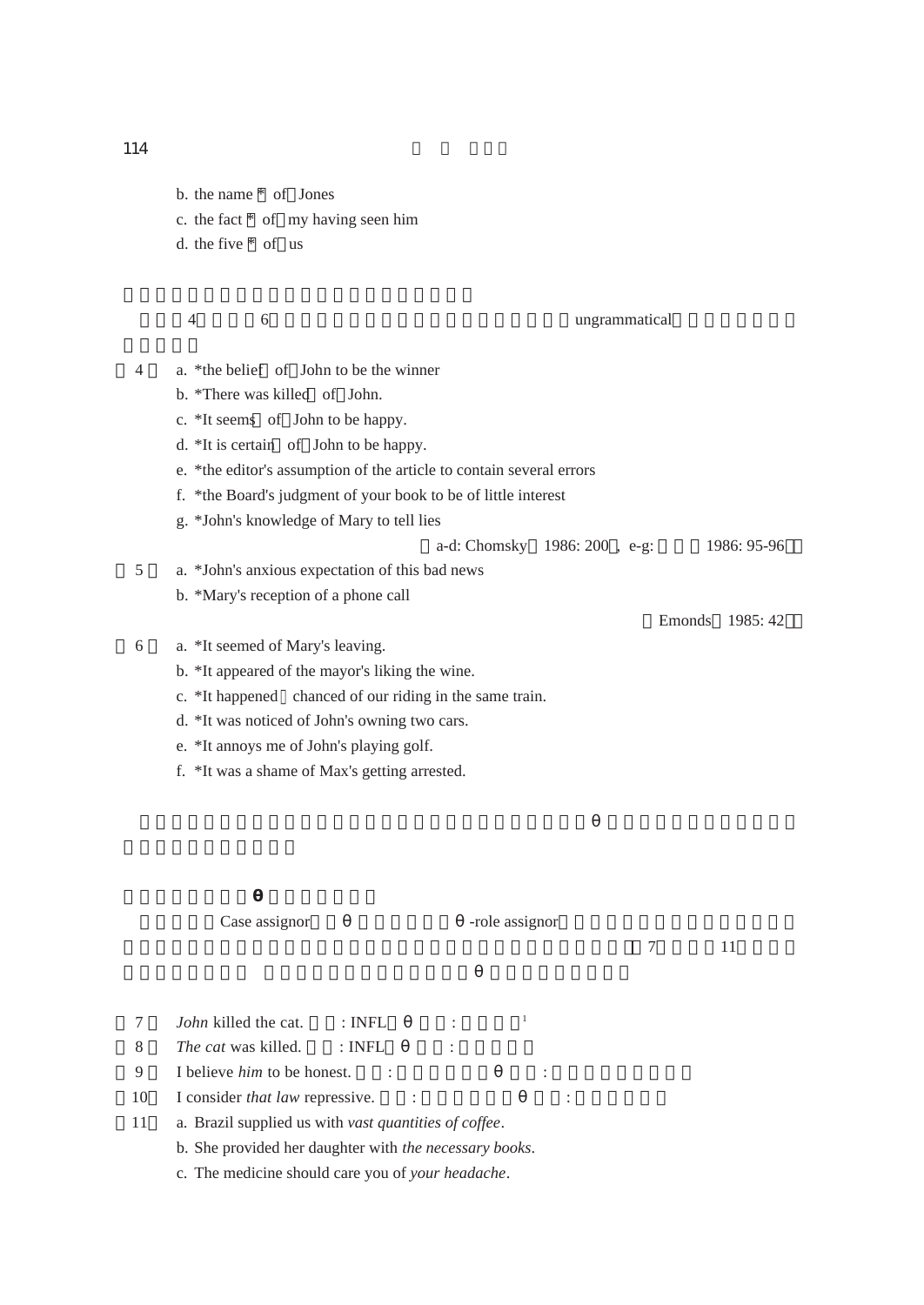b. the name * of Jones
c. the fact * of my having seen him
d. the five * of us

4 6 ungrammatical

（4） a. *the belief of John to be the winner
b. *There was killed of John.
c. *It seems of John to be happy.
d. *It is certain of John to be happy.
e. *the editor's assumption of the article to contain several errors
f. *the Board's judgment of your book to be of little interest
g. *John's knowledge of Mary to tell lies

（a-d: Chomsky 1986: 200, e-g: 1986: 95-96）

（5） a. *John's anxious expectation of this bad news
b. *Mary's reception of a phone call

（Emonds 1985: 42）

（6） a. *It seemed of Mary's leaving.
b. *It appeared of the mayor's liking the wine.
c. *It happened chanced of our riding in the same train.
d. *It was noticed of John's owning two cars.
e. *It annoys me of John's playing golf.
f. *It was a shame of Max's getting arrested.

θ

**θ**

Case assignor θ θ -role assignor

7 11

θ

（7） *John* killed the cat. : INFL θ :[1]
（8） *The cat* was killed. : INFL θ :
（9） I believe *him* to be honest. : θ :
（10） I consider *that law* repressive. : θ :
（11） a. Brazil supplied us with *vast quantities of coffee*.
b. She provided her daughter with *the necessary books*.
c. The medicine should care you of *your headache*.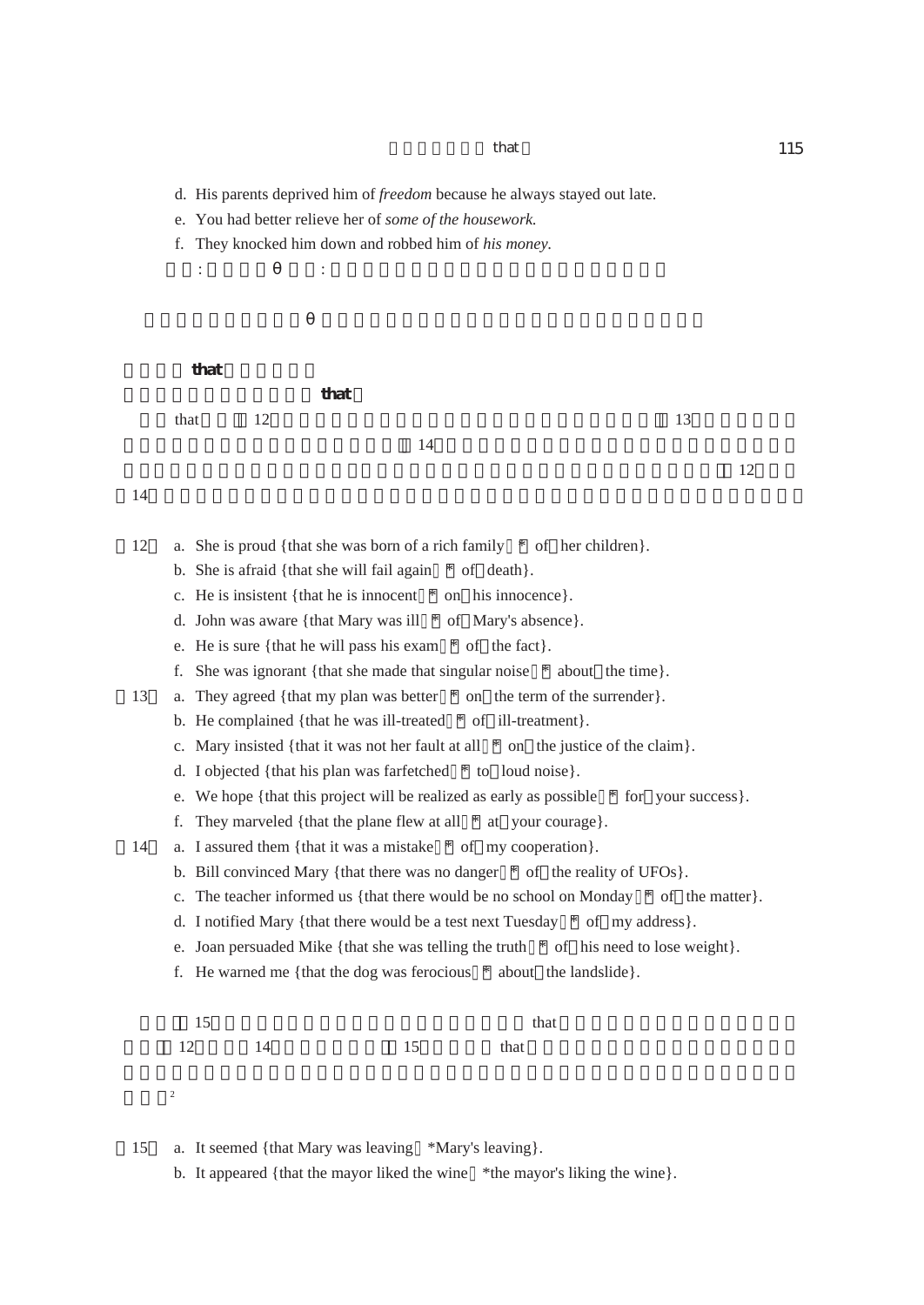d. His parents deprived him of *freedom* because he always stayed out late.
e. You had better relieve her of *some of the housework.*
f. They knocked him down and robbed him of *his money.*

: θ :

θ

**that**

**that**

that 12 13
14
12
14

（12） a. She is proud {that she was born of a rich family * of her children}.
b. She is afraid {that she will fail again * of death}.
c. He is insistent {that he is innocent * on his innocence}.
d. John was aware {that Mary was ill * of Mary's absence}.
e. He is sure {that he will pass his exam * of the fact}.
f. She was ignorant {that she made that singular noise * about the time}.

（13） a. They agreed {that my plan was better * on the term of the surrender}.
b. He complained {that he was ill-treated * of ill-treatment}.
c. Mary insisted {that it was not her fault at all * on the justice of the claim}.
d. I objected {that his plan was farfetched * to loud noise}.
e. We hope {that this project will be realized as early as possible * for your success}.
f. They marveled {that the plane flew at all * at your courage}.

（14） a. I assured them {that it was a mistake * of my cooperation}.
b. Bill convinced Mary {that there was no danger * of the reality of UFOs}.
c. The teacher informed us {that there would be no school on Monday * of the matter}.
d. I notified Mary {that there would be a test next Tuesday * of my address}.
e. Joan persuaded Mike {that she was telling the truth * of his need to lose weight}.
f. He warned me {that the dog was ferocious * about the landslide}.

15 that
12 14 15 that
[2]

（15） a. It seemed {that Mary was leaving *Mary's leaving}.
b. It appeared {that the mayor liked the wine *the mayor's liking the wine}.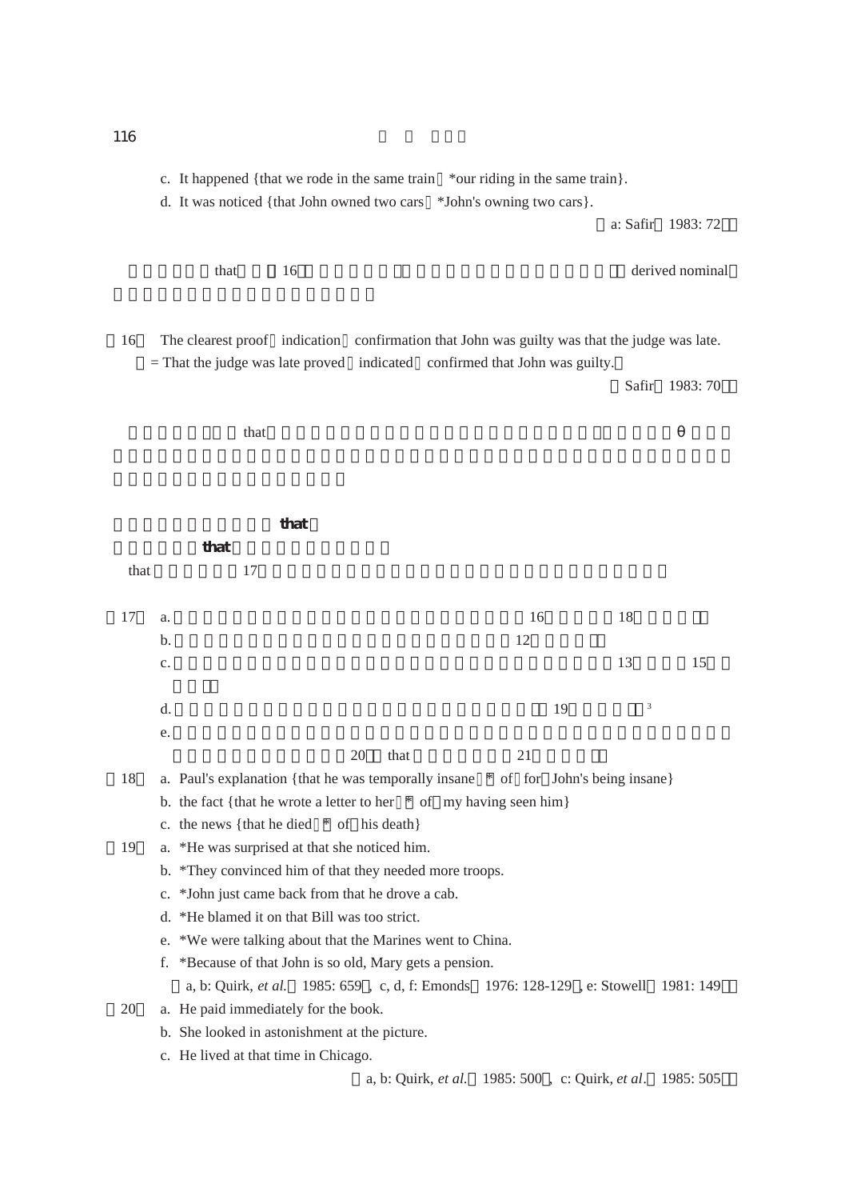c. It happened {that we rode in the same train *our riding in the same train}.

d. It was noticed {that John owned two cars *John's owning two cars}.

a: Safir 1983: 72

that 16 derived nominal

16 The clearest proof indication confirmation that John was guilty was that the judge was late.

= That the judge was late proved indicated confirmed that John was guilty.

Safir 1983: 70

that θ

**that**

**that**

that 17

17 a. 16 18

b. 12

c. 13 15

d. 19 [3]

e.

20 that 21

18 a. Paul's explanation {that he was temporally insane * of for John's being insane}

b. the fact {that he wrote a letter to her * of my having seen him}

c. the news {that he died * of his death}

19 a. *He was surprised at that she noticed him.

b. *They convinced him of that they needed more troops.

c. *John just came back from that he drove a cab.

d. *He blamed it on that Bill was too strict.

e. *We were talking about that the Marines went to China.

f. *Because of that John is so old, Mary gets a pension.

a, b: Quirk, *et al.* 1985: 659 , c, d, f: Emonds 1976: 128-129 , e: Stowell 1981: 149

20 a. He paid immediately for the book.

b. She looked in astonishment at the picture.

c. He lived at that time in Chicago.

a, b: Quirk, *et al.* 1985: 500 , c: Quirk, *et al*. 1985: 505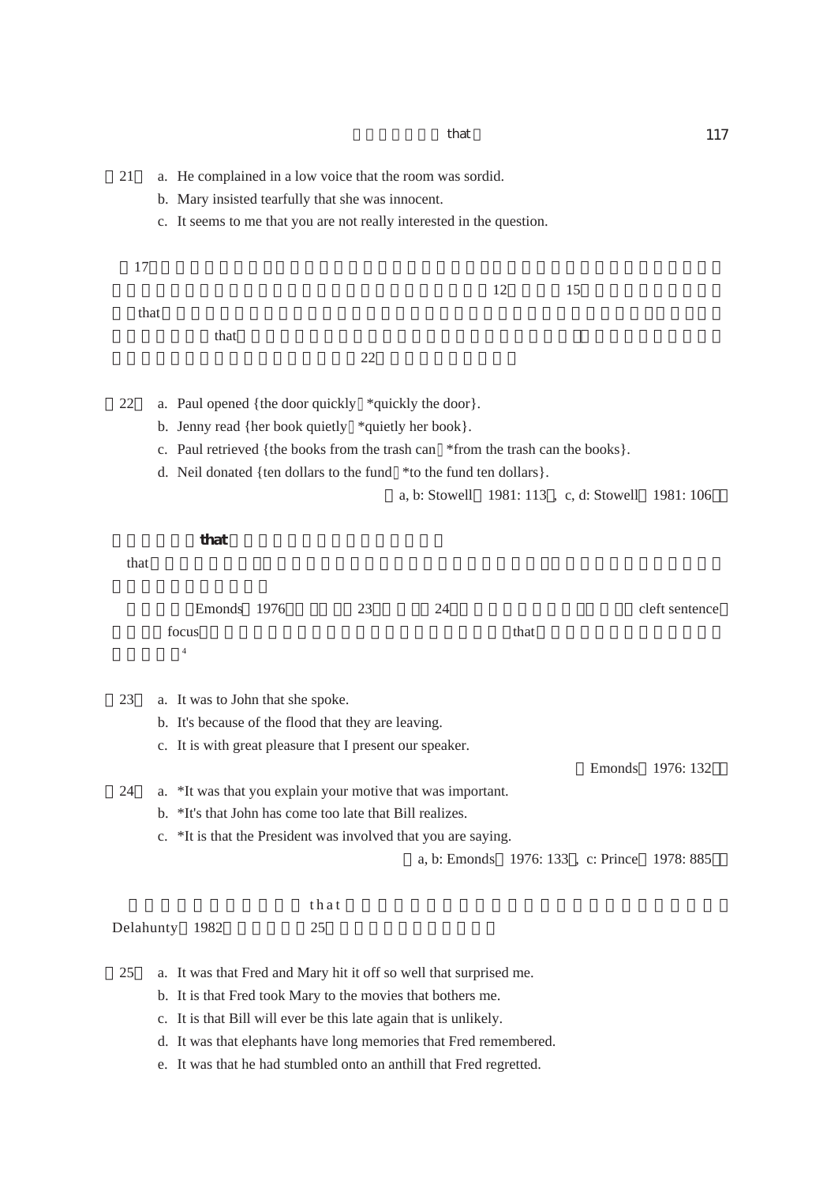（21） a. He complained in a low voice that the room was sordid.
b. Mary insisted tearfully that she was innocent.
c. It seems to me that you are not really interested in the question.

17 12 15
that
that
22

（22） a. Paul opened {the door quickly／*quickly the door}.
b. Jenny read {her book quietly／*quietly her book}.
c. Paul retrieved {the books from the trash can／*from the trash can the books}.
d. Neil donated {ten dollars to the fund／*to the fund ten dollars}.

（a, b: Stowell（1981: 113）, c, d: Stowell（1981: 106））

**that**

that

Emonds（1976） 23 24 cleft sentence
focus that
[4]

（23） a. It was to John that she spoke.
b. It's because of the flood that they are leaving.
c. It is with great pleasure that I present our speaker.

（Emonds（1976: 132））

（24） a. *It was that you explain your motive that was important.
b. *It's that John has come too late that Bill realizes.
c. *It is that the President was involved that you are saying.

（a, b: Emonds（1976: 133）, c: Prince（1978: 885））

that
Delahunty（1982） 25

（25） a. It was that Fred and Mary hit it off so well that surprised me.
b. It is that Fred took Mary to the movies that bothers me.
c. It is that Bill will ever be this late again that is unlikely.
d. It was that elephants have long memories that Fred remembered.
e. It was that he had stumbled onto an anthill that Fred regretted.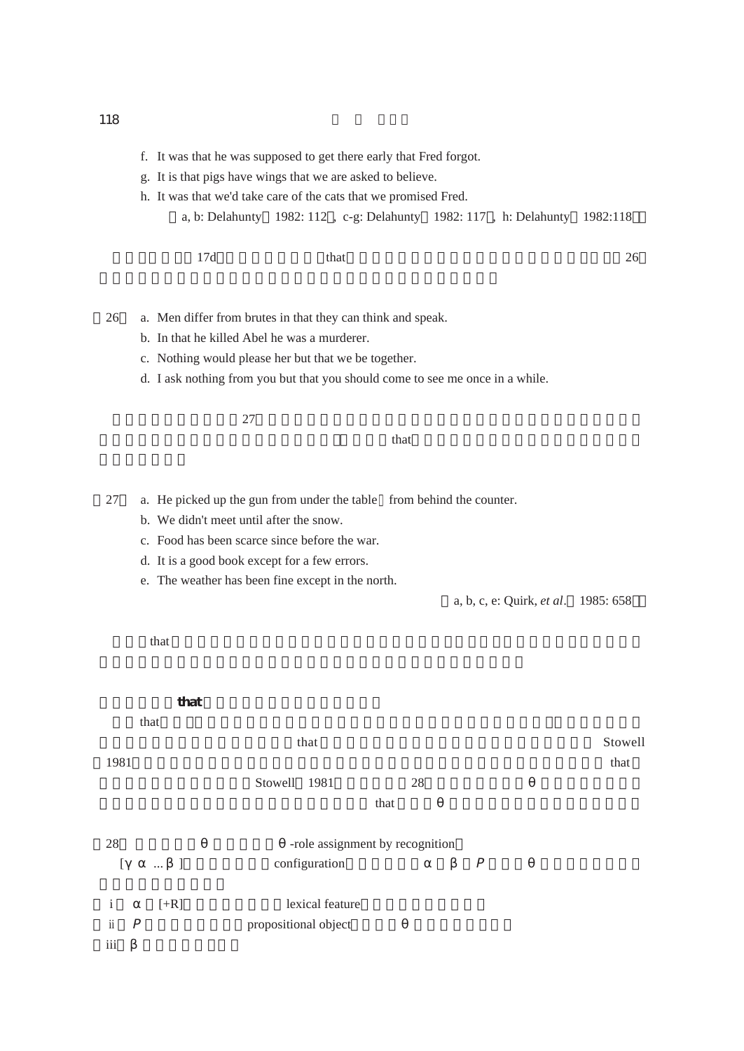f. It was that he was supposed to get there early that Fred forgot.
g. It is that pigs have wings that we are asked to believe.
h. It was that we'd take care of the cats that we promised Fred.

（a, b: Delahunty，1982: 112；c-g: Delahunty，1982: 117；h: Delahunty，1982:118）

17d that 26

（26） a. Men differ from brutes in that they can think and speak.
b. In that he killed Abel he was a murderer.
c. Nothing would please her but that we be together.
d. I ask nothing from you but that you should come to see me once in a while.

27 that

（27） a. He picked up the gun from under the table／from behind the counter.
b. We didn't meet until after the snow.
c. Food has been scarce since before the war.
d. It is a good book except for a few errors.
e. The weather has been fine except in the north.

（a, b, c, e: Quirk, *et al*.，1985: 658）

that

**that**

that that Stowell 1981 that Stowell 1981 28 θ that θ

（28） θ θ -role assignment by recognition
[γ α ... β ] configuration α β *P* θ

i α [+R] lexical feature
ii *P* propositional object θ
iii β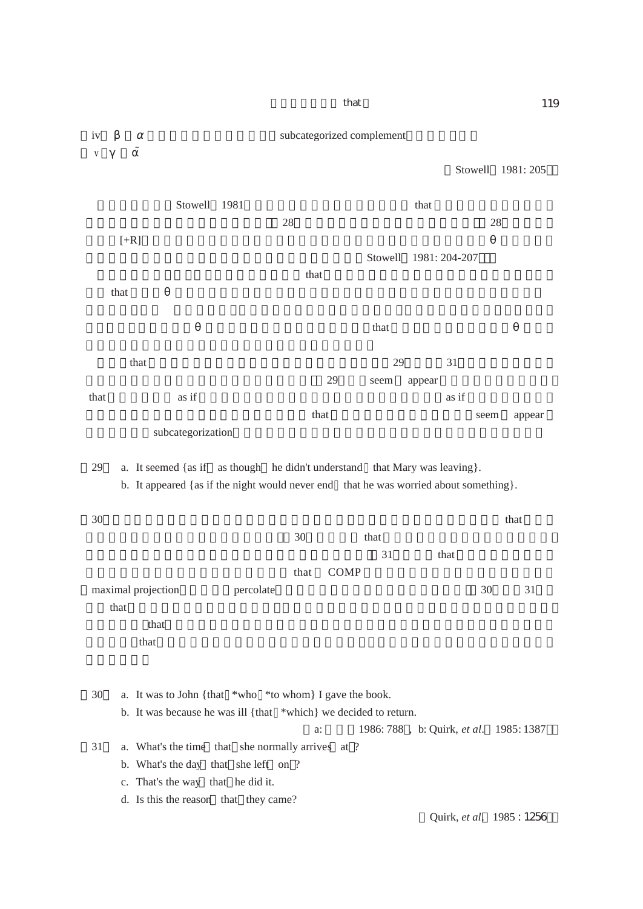（iv）β は α によって語彙的に選択された subcategorized complement である。
（v）γ は $\bar{\alpha}$

（Stowell 1981: 205）

Stowell（1981）

28 28

[+R] θ

Stowell 1981: 204-207

that

that θ

θ that θ

that 29 31

29 seem appear

that as if as if

that seem appear

subcategorization

（29） a. It seemed {as if / as though he didn't understand / that Mary was leaving}.
 b. It appeared {as if the night would never end / that he was worried about something}.

（30） that

30 that

31 that

that COMP

maximal projection percolate 30 31

that

that

that

（30） a. It was to John {that / *who / *to whom} I gave the book.
 b. It was because he was ill {that / *which} we decided to return.

（a: 1986: 788, b: Quirk, *et al*. 1985: 1387）

（31） a. What's the time (that) she normally arrives (at)?
 b. What's the day (that) she left (on)?
 c. That's the way (that) he did it.
 d. Is this the reason (that) they came?

（Quirk, *et al*. 1985 : 1256）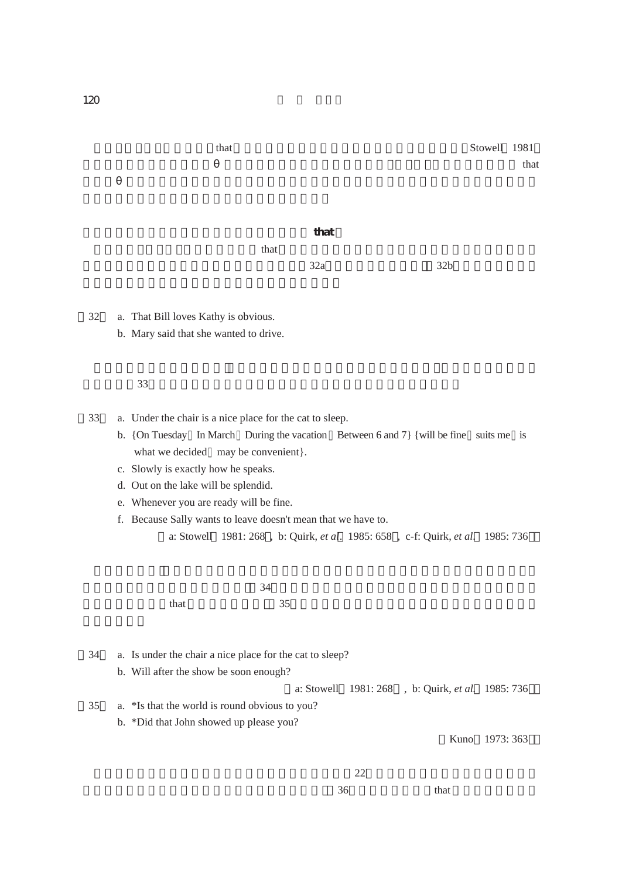that Stowell 1981
θ that
θ

**that**

that
32a 32b

(32) a. That Bill loves Kathy is obvious.
 b. Mary said that she wanted to drive.

33

(33) a. Under the chair is a nice place for the cat to sleep.
 b. {On Tuesday In March During the vacation Between 6 and 7} {will be fine suits me is what we decided may be convenient}.
 c. Slowly is exactly how he speaks.
 d. Out on the lake will be splendid.
 e. Whenever you are ready will be fine.
 f. Because Sally wants to leave doesn't mean that we have to.

(a: Stowell 1981: 268, b: Quirk, *et al*. 1985: 658, c-f: Quirk, *et al* 1985: 736)

34
that 35

(34) a. Is under the chair a nice place for the cat to sleep?
 b. Will after the show be soon enough?

(a: Stowell 1981: 268, b: Quirk, *et al* 1985: 736)

(35) a. *Is that the world is round obvious to you?
 b. *Did that John showed up please you?

(Kuno 1973: 363)

22
36 that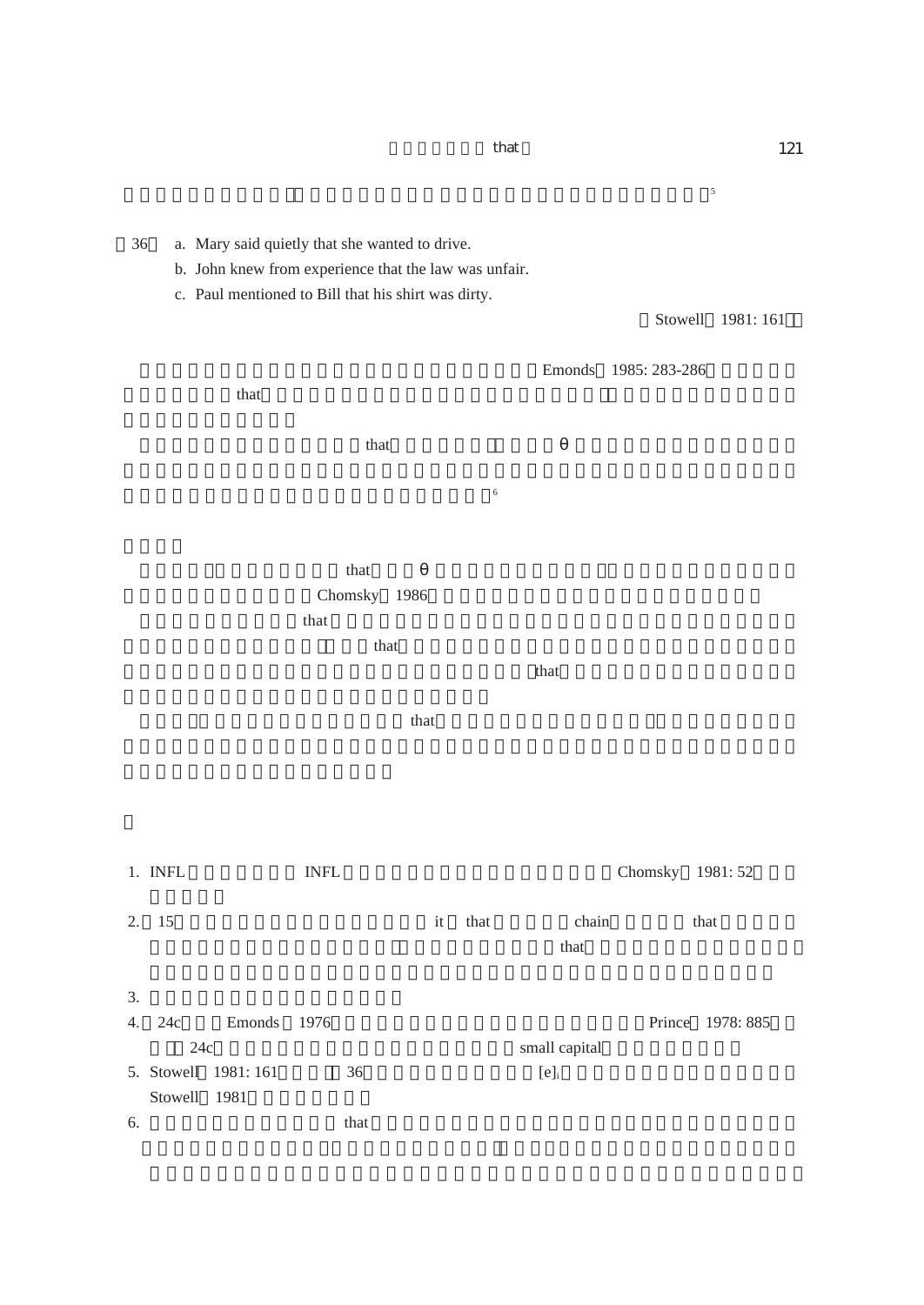[5]

（36） a. Mary said quietly that she wanted to drive.
b. John knew from experience that the law was unfair.
c. Paul mentioned to Bill that his shirt was dirty.

（Stowell 1981: 161）

Emonds（1985: 283-286）
that

that θ

[6]

that θ
Chomsky（1986）
that
that
that

that

1. INFL INFL Chomsky（1981: 52）

2. 15 it that chain that
that

3.

4. 24c Emonds（1976） Prince（1978: 885）
24c small capital

5. Stowell（1981: 161） 36 $[e]_i$
Stowell（1981）

6. that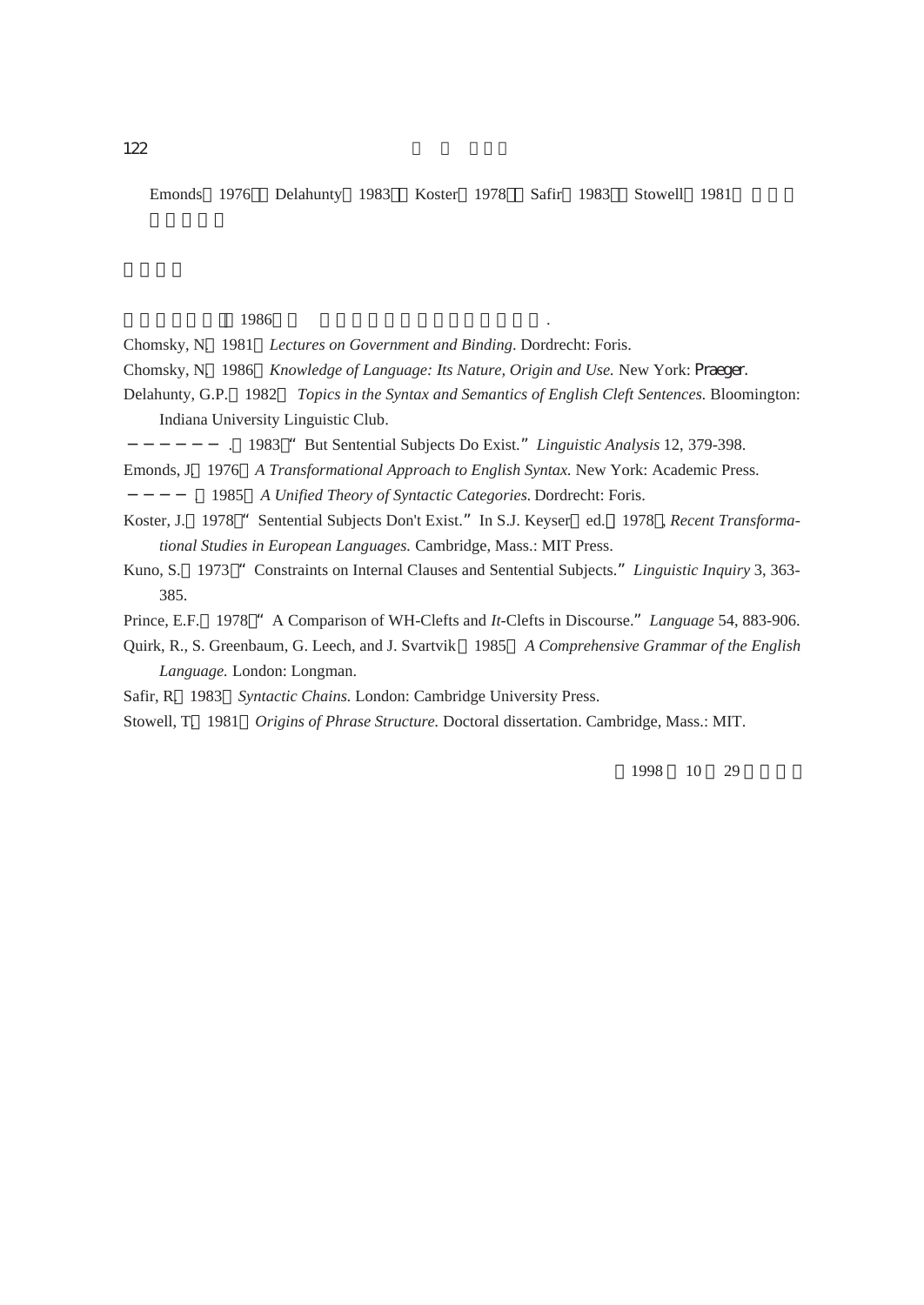Emonds 1976 Delahunty 1983 Koster 1978 Safir 1983 Stowell 1981

1986 .

Chomsky, N. 1981 *Lectures on Government and Binding*. Dordrecht: Foris.

Chomsky, N. 1986 *Knowledge of Language: Its Nature, Origin and Use.* New York: Praeger.

Delahunty, G.P. 1982 *Topics in the Syntax and Semantics of English Cleft Sentences.* Bloomington: Indiana University Linguistic Club.

―――――― . 1983 "But Sentential Subjects Do Exist." *Linguistic Analysis* 12, 379-398.

Emonds, J. 1976 *A Transformational Approach to English Syntax.* New York: Academic Press.

―――― 1985 *A Unified Theory of Syntactic Categories.* Dordrecht: Foris.

Koster, J. 1978 "Sentential Subjects Don't Exist." In S.J. Keyser ed. 1978, *Recent Transformational Studies in European Languages.* Cambridge, Mass.: MIT Press.

Kuno, S. 1973 "Constraints on Internal Clauses and Sentential Subjects." *Linguistic Inquiry* 3, 363-385.

Prince, E.F. 1978 "A Comparison of WH-Clefts and *It*-Clefts in Discourse." *Language* 54, 883-906.

Quirk, R., S. Greenbaum, G. Leech, and J. Svartvik 1985 *A Comprehensive Grammar of the English Language.* London: Longman.

Safir, R. 1983 *Syntactic Chains.* London: Cambridge University Press.

Stowell, T. 1981 *Origins of Phrase Structure.* Doctoral dissertation. Cambridge, Mass.: MIT.

1998 10 29